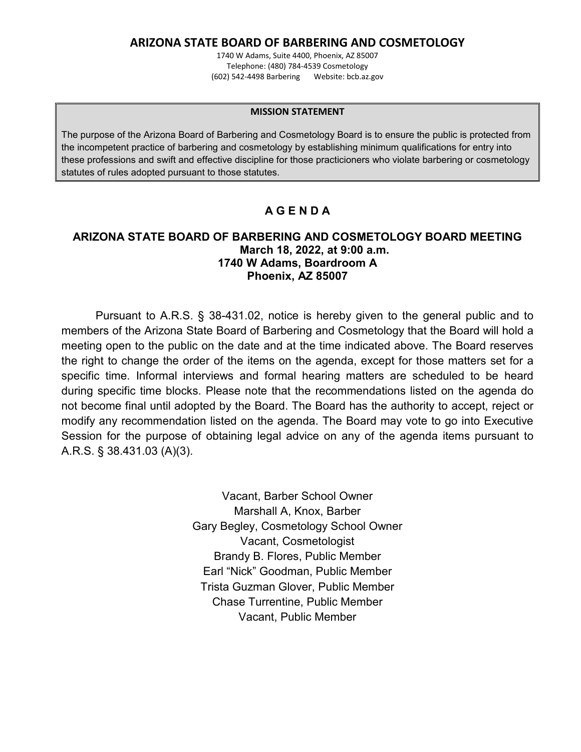# ARIZONA STATE BOARD OF BARBERING AND COSMETOLOGY

1740 W Adams, Suite 4400, Phoenix, AZ 85007
Telephone: (480) 784-4539 Cosmetology
(602) 542-4498 Barbering Website: bcb.az.gov

**MISSION STATEMENT**

The purpose of the Arizona Board of Barbering and Cosmetology Board is to ensure the public is protected from the incompetent practice of barbering and cosmetology by establishing minimum qualifications for entry into these professions and swift and effective discipline for those practicioners who violate barbering or cosmetology statutes of rules adopted pursuant to those statutes.

## A G E N D A

**ARIZONA STATE BOARD OF BARBERING AND COSMETOLOGY BOARD MEETING**
**March 18, 2022, at 9:00 a.m.**
**1740 W Adams, Boardroom A**
**Phoenix, AZ 85007**

Pursuant to A.R.S. § 38-431.02, notice is hereby given to the general public and to members of the Arizona State Board of Barbering and Cosmetology that the Board will hold a meeting open to the public on the date and at the time indicated above. The Board reserves the right to change the order of the items on the agenda, except for those matters set for a specific time. Informal interviews and formal hearing matters are scheduled to be heard during specific time blocks. Please note that the recommendations listed on the agenda do not become final until adopted by the Board. The Board has the authority to accept, reject or modify any recommendation listed on the agenda. The Board may vote to go into Executive Session for the purpose of obtaining legal advice on any of the agenda items pursuant to A.R.S. § 38.431.03 (A)(3).

Vacant, Barber School Owner
Marshall A, Knox, Barber
Gary Begley, Cosmetology School Owner
Vacant, Cosmetologist
Brandy B. Flores, Public Member
Earl "Nick" Goodman, Public Member
Trista Guzman Glover, Public Member
Chase Turrentine, Public Member
Vacant, Public Member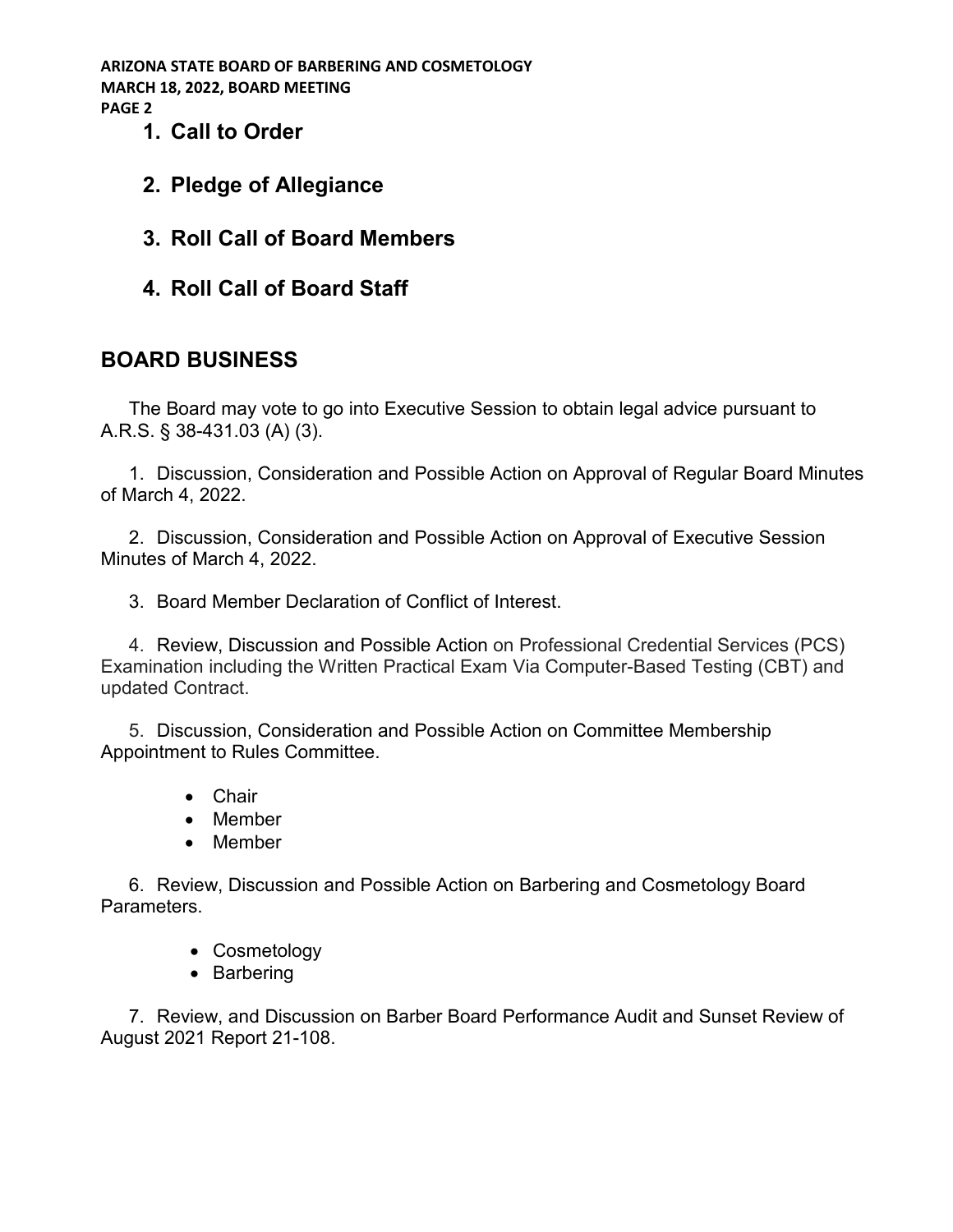1. **Call to Order**

2. **Pledge of Allegiance**

3. **Roll Call of Board Members**

4. **Roll Call of Board Staff**

## BOARD BUSINESS

The Board may vote to go into Executive Session to obtain legal advice pursuant to A.R.S. § 38-431.03 (A) (3).

1. Discussion, Consideration and Possible Action on Approval of Regular Board Minutes of March 4, 2022.

2. Discussion, Consideration and Possible Action on Approval of Executive Session Minutes of March 4, 2022.

3. Board Member Declaration of Conflict of Interest.

4. Review, Discussion and Possible Action on Professional Credential Services (PCS) Examination including the Written Practical Exam Via Computer-Based Testing (CBT) and updated Contract.

5. Discussion, Consideration and Possible Action on Committee Membership Appointment to Rules Committee.
   - Chair
   - Member
   - Member

6. Review, Discussion and Possible Action on Barbering and Cosmetology Board Parameters.
   - Cosmetology
   - Barbering

7. Review, and Discussion on Barber Board Performance Audit and Sunset Review of August 2021 Report 21-108.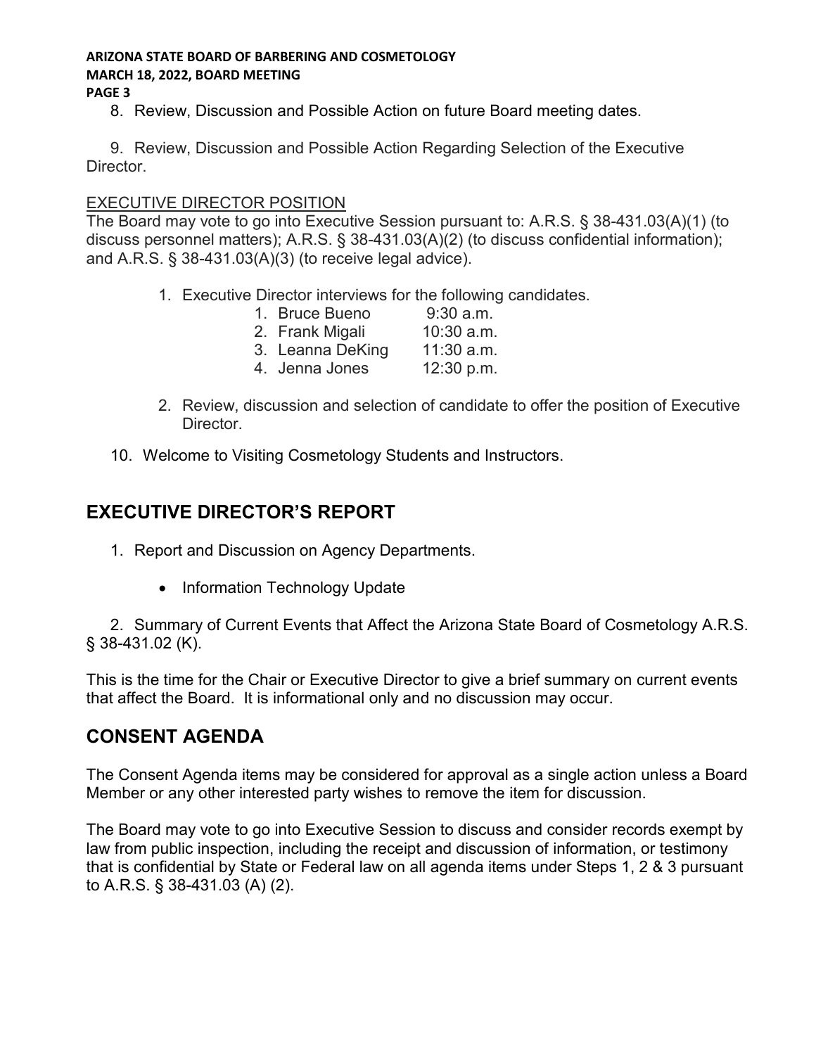8. Review, Discussion and Possible Action on future Board meeting dates.

9. Review, Discussion and Possible Action Regarding Selection of the Executive Director.

<u>EXECUTIVE DIRECTOR POSITION</u>

The Board may vote to go into Executive Session pursuant to: A.R.S. § 38-431.03(A)(1) (to discuss personnel matters); A.R.S. § 38-431.03(A)(2) (to discuss confidential information); and A.R.S. § 38-431.03(A)(3) (to receive legal advice).

1. Executive Director interviews for the following candidates.
   1. Bruce Bueno 9:30 a.m.
   2. Frank Migali 10:30 a.m.
   3. Leanna DeKing 11:30 a.m.
   4. Jenna Jones 12:30 p.m.
2. Review, discussion and selection of candidate to offer the position of Executive Director.

10. Welcome to Visiting Cosmetology Students and Instructors.

## EXECUTIVE DIRECTOR'S REPORT

1. Report and Discussion on Agency Departments.
   - Information Technology Update

2. Summary of Current Events that Affect the Arizona State Board of Cosmetology A.R.S. § 38-431.02 (K).

This is the time for the Chair or Executive Director to give a brief summary on current events that affect the Board. It is informational only and no discussion may occur.

## CONSENT AGENDA

The Consent Agenda items may be considered for approval as a single action unless a Board Member or any other interested party wishes to remove the item for discussion.

The Board may vote to go into Executive Session to discuss and consider records exempt by law from public inspection, including the receipt and discussion of information, or testimony that is confidential by State or Federal law on all agenda items under Steps 1, 2 & 3 pursuant to A.R.S. § 38-431.03 (A) (2).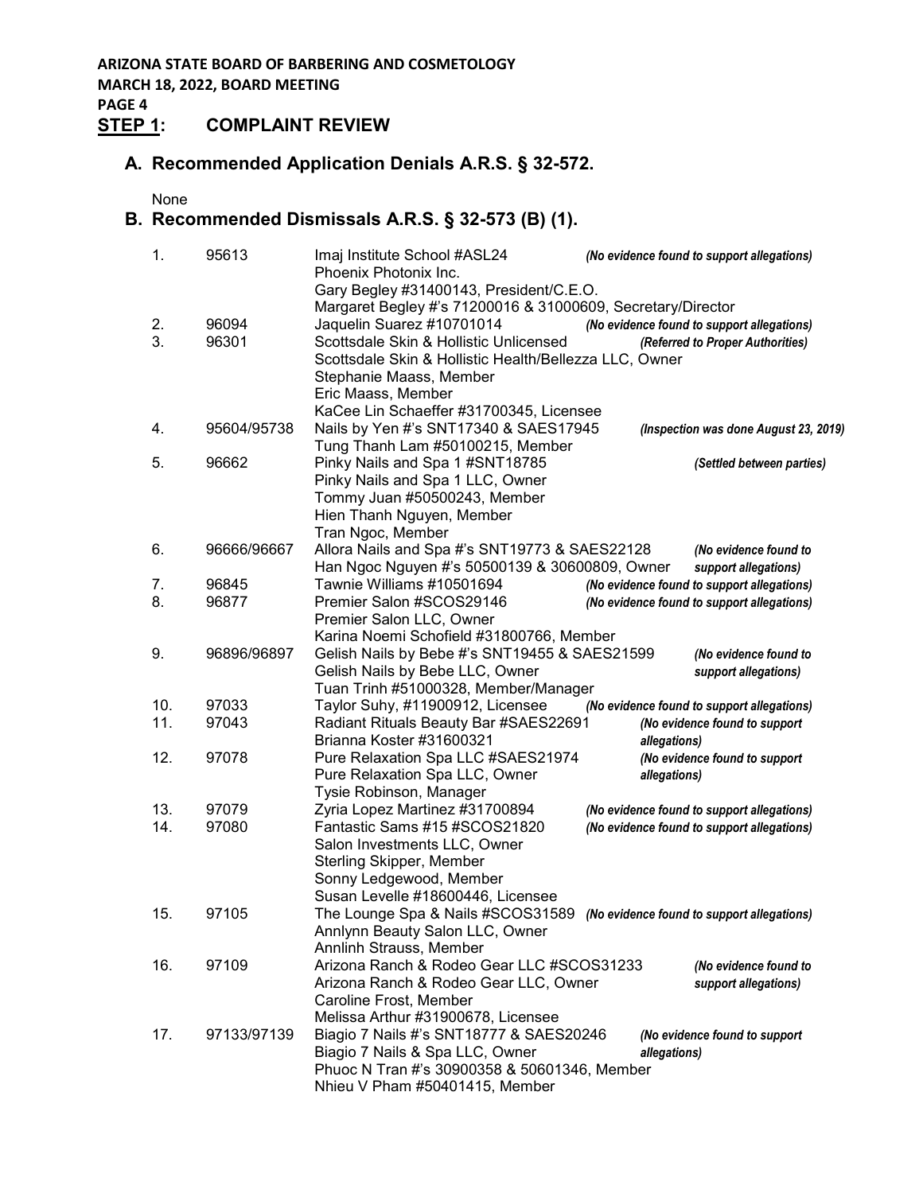## STEP 1: COMPLAINT REVIEW

### A. Recommended Application Denials A.R.S. § 32-572.

None

### B. Recommended Dismissals A.R.S. § 32-573 (B) (1).

| | | | |
|---|---|---|---|
| 1. | 95613 | Imaj Institute School #ASL24<br>Phoenix Photonix Inc.<br>Gary Begley #31400143, President/C.E.O.<br>Margaret Begley #'s 71200016 & 31000609, Secretary/Director | *(No evidence found to support allegations)* |
| 2. | 96094 | Jaquelin Suarez #10701014 | *(No evidence found to support allegations)* |
| 3. | 96301 | Scottsdale Skin & Hollistic Unlicensed<br>Scottsdale Skin & Hollistic Health/Bellezza LLC, Owner<br>Stephanie Maass, Member<br>Eric Maass, Member<br>KaCee Lin Schaeffer #31700345, Licensee | *(Referred to Proper Authorities)* |
| 4. | 95604/95738 | Nails by Yen #'s SNT17340 & SAES17945<br>Tung Thanh Lam #50100215, Member | *(Inspection was done August 23, 2019)* |
| 5. | 96662 | Pinky Nails and Spa 1 #SNT18785<br>Pinky Nails and Spa 1 LLC, Owner<br>Tommy Juan #50500243, Member<br>Hien Thanh Nguyen, Member<br>Tran Ngoc, Member | *(Settled between parties)* |
| 6. | 96666/96667 | Allora Nails and Spa #'s SNT19773 & SAES22128<br>Han Ngoc Nguyen #'s 50500139 & 30600809, Owner | *(No evidence found to support allegations)* |
| 7. | 96845 | Tawnie Williams #10501694 | *(No evidence found to support allegations)* |
| 8. | 96877 | Premier Salon #SCOS29146<br>Premier Salon LLC, Owner<br>Karina Noemi Schofield #31800766, Member | *(No evidence found to support allegations)* |
| 9. | 96896/96897 | Gelish Nails by Bebe #'s SNT19455 & SAES21599<br>Gelish Nails by Bebe LLC, Owner<br>Tuan Trinh #51000328, Member/Manager | *(No evidence found to support allegations)* |
| 10. | 97033 | Taylor Suhy, #11900912, Licensee | *(No evidence found to support allegations)* |
| 11. | 97043 | Radiant Rituals Beauty Bar #SAES22691<br>Brianna Koster #31600321 | *(No evidence found to support allegations)* |
| 12. | 97078 | Pure Relaxation Spa LLC #SAES21974<br>Pure Relaxation Spa LLC, Owner<br>Tysie Robinson, Manager | *(No evidence found to support allegations)* |
| 13. | 97079 | Zyria Lopez Martinez #31700894 | *(No evidence found to support allegations)* |
| 14. | 97080 | Fantastic Sams #15 #SCOS21820<br>Salon Investments LLC, Owner<br>Sterling Skipper, Member<br>Sonny Ledgewood, Member<br>Susan Levelle #18600446, Licensee | *(No evidence found to support allegations)* |
| 15. | 97105 | The Lounge Spa & Nails #SCOS31589<br>Annlynn Beauty Salon LLC, Owner<br>Annlinh Strauss, Member | *(No evidence found to support allegations)* |
| 16. | 97109 | Arizona Ranch & Rodeo Gear LLC #SCOS31233<br>Arizona Ranch & Rodeo Gear LLC, Owner<br>Caroline Frost, Member<br>Melissa Arthur #31900678, Licensee | *(No evidence found to support allegations)* |
| 17. | 97133/97139 | Biagio 7 Nails #'s SNT18777 & SAES20246<br>Biagio 7 Nails & Spa LLC, Owner<br>Phuoc N Tran #'s 30900358 & 50601346, Member<br>Nhieu V Pham #50401415, Member | *(No evidence found to support allegations)* |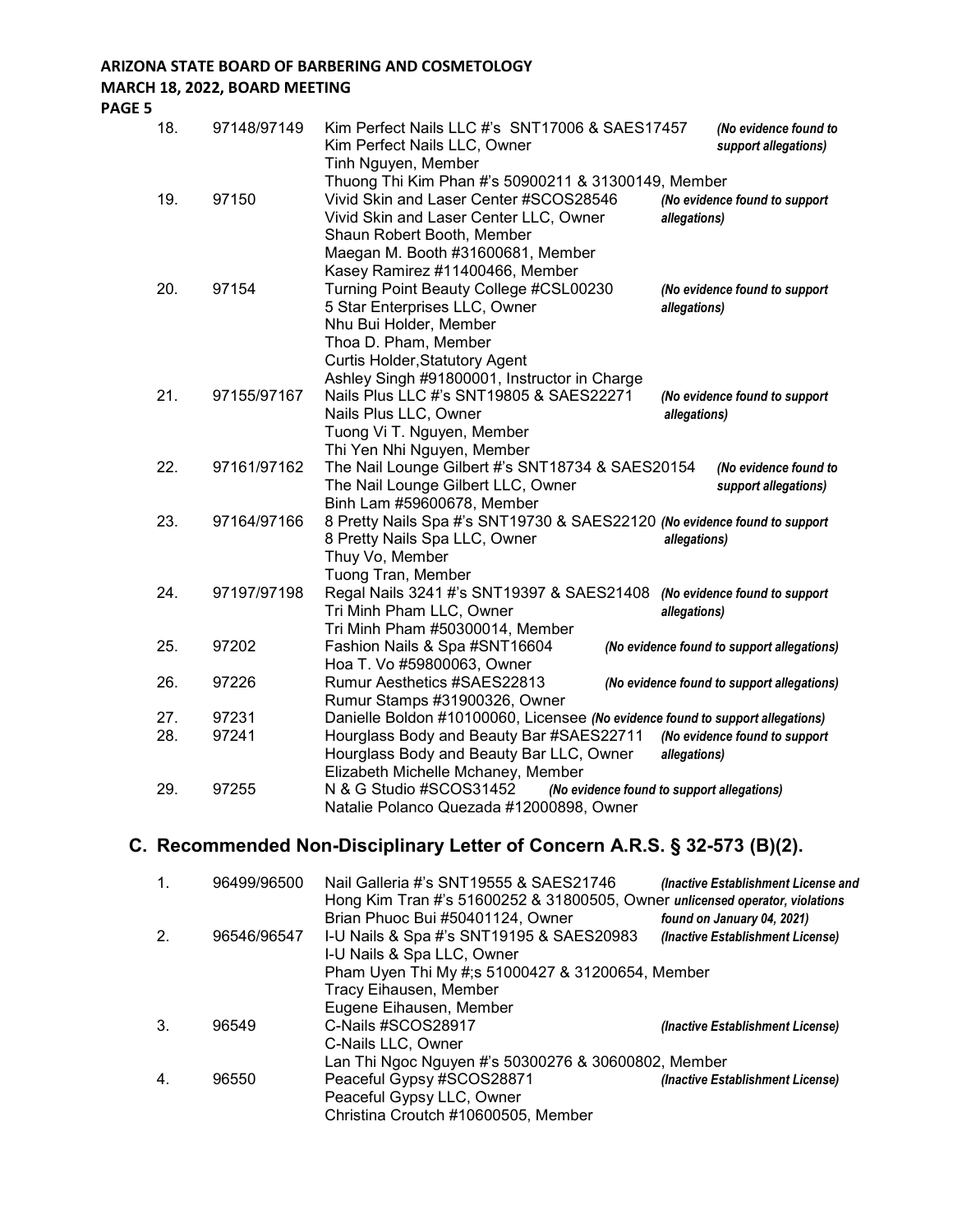| No. | Case No. | Respondent(s) | Finding |
|---|---|---|---|
| 18. | 97148/97149 | Kim Perfect Nails LLC #'s SNT17006 & SAES17457<br>Kim Perfect Nails LLC, Owner<br>Tinh Nguyen, Member<br>Thuong Thi Kim Phan #'s 50900211 & 31300149, Member | *(No evidence found to support allegations)* |
| 19. | 97150 | Vivid Skin and Laser Center #SCOS28546<br>Vivid Skin and Laser Center LLC, Owner<br>Shaun Robert Booth, Member<br>Maegan M. Booth #31600681, Member<br>Kasey Ramirez #11400466, Member | *(No evidence found to support allegations)* |
| 20. | 97154 | Turning Point Beauty College #CSL00230<br>5 Star Enterprises LLC, Owner<br>Nhu Bui Holder, Member<br>Thoa D. Pham, Member<br>Curtis Holder,Statutory Agent<br>Ashley Singh #91800001, Instructor in Charge | *(No evidence found to support allegations)* |
| 21. | 97155/97167 | Nails Plus LLC #'s SNT19805 & SAES22271<br>Nails Plus LLC, Owner<br>Tuong Vi T. Nguyen, Member<br>Thi Yen Nhi Nguyen, Member | *(No evidence found to support allegations)* |
| 22. | 97161/97162 | The Nail Lounge Gilbert #'s SNT18734 & SAES20154<br>The Nail Lounge Gilbert LLC, Owner<br>Binh Lam #59600678, Member | *(No evidence found to support allegations)* |
| 23. | 97164/97166 | 8 Pretty Nails Spa #'s SNT19730 & SAES22120<br>8 Pretty Nails Spa LLC, Owner<br>Thuy Vo, Member<br>Tuong Tran, Member | *(No evidence found to support allegations)* |
| 24. | 97197/97198 | Regal Nails 3241 #'s SNT19397 & SAES21408<br>Tri Minh Pham LLC, Owner<br>Tri Minh Pham #50300014, Member | *(No evidence found to support allegations)* |
| 25. | 97202 | Fashion Nails & Spa #SNT16604<br>Hoa T. Vo #59800063, Owner | *(No evidence found to support allegations)* |
| 26. | 97226 | Rumur Aesthetics #SAES22813<br>Rumur Stamps #31900326, Owner | *(No evidence found to support allegations)* |
| 27. | 97231 | Danielle Boldon #10100060, Licensee | *(No evidence found to support allegations)* |
| 28. | 97241 | Hourglass Body and Beauty Bar #SAES22711<br>Hourglass Body and Beauty Bar LLC, Owner<br>Elizabeth Michelle Mchaney, Member | *(No evidence found to support allegations)* |
| 29. | 97255 | N & G Studio #SCOS31452<br>Natalie Polanco Quezada #12000898, Owner | *(No evidence found to support allegations)* |

## C. Recommended Non-Disciplinary Letter of Concern A.R.S. § 32-573 (B)(2).

| No. | Case No. | Respondent(s) | Finding |
|---|---|---|---|
| 1. | 96499/96500 | Nail Galleria #'s SNT19555 & SAES21746<br>Hong Kim Tran #'s 51600252 & 31800505, Owner<br>Brian Phuoc Bui #50401124, Owner | *(Inactive Establishment License and unlicensed operator, violations found on January 04, 2021)* |
| 2. | 96546/96547 | I-U Nails & Spa #'s SNT19195 & SAES20983<br>I-U Nails & Spa LLC, Owner<br>Pham Uyen Thi My #;s 51000427 & 31200654, Member<br>Tracy Eihausen, Member<br>Eugene Eihausen, Member | *(Inactive Establishment License)* |
| 3. | 96549 | C-Nails #SCOS28917<br>C-Nails LLC, Owner<br>Lan Thi Ngoc Nguyen #'s 50300276 & 30600802, Member | *(Inactive Establishment License)* |
| 4. | 96550 | Peaceful Gypsy #SCOS28871<br>Peaceful Gypsy LLC, Owner<br>Christina Croutch #10600505, Member | *(Inactive Establishment License)* |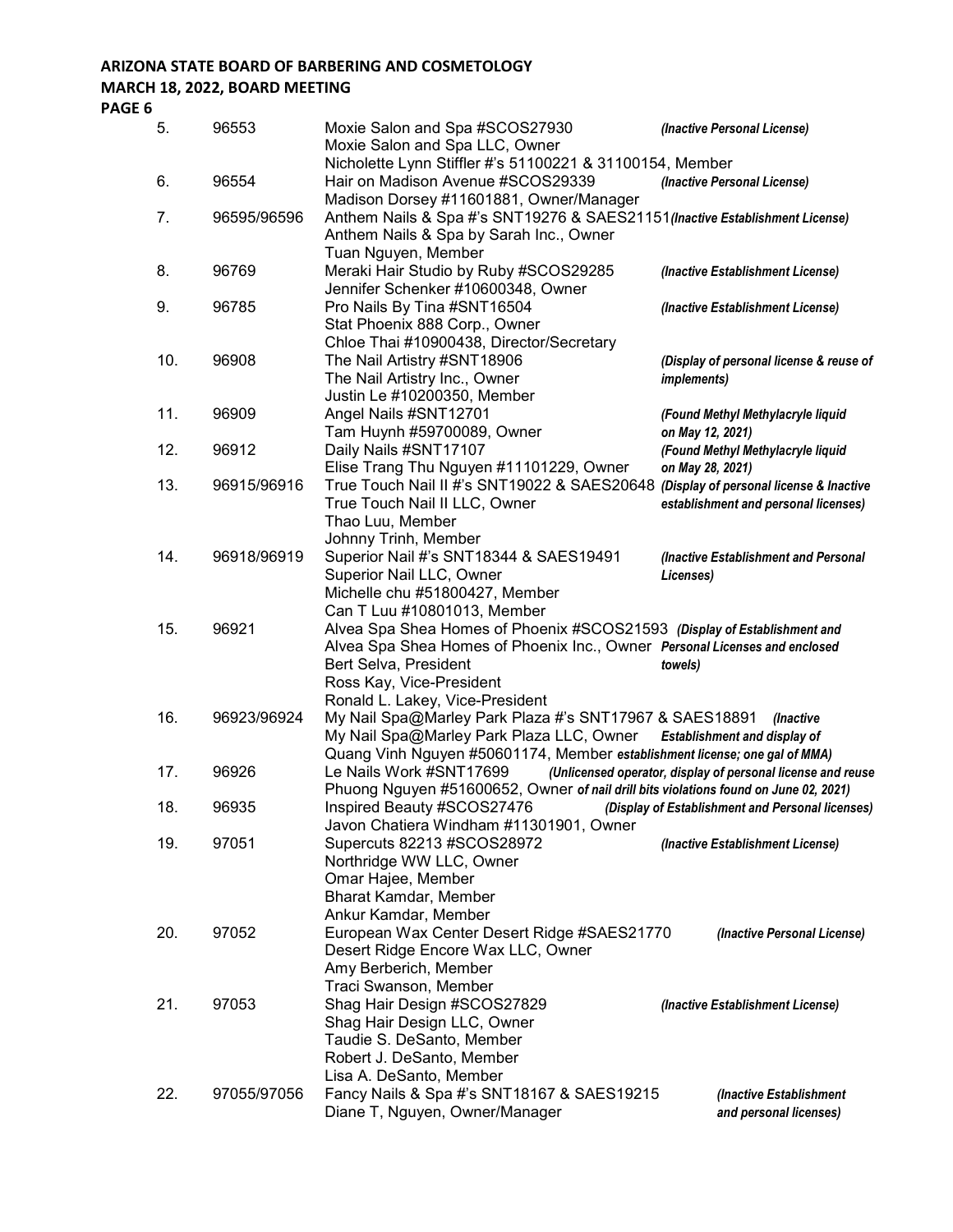**ARIZONA STATE BOARD OF BARBERING AND COSMETOLOGY**
**MARCH 18, 2022, BOARD MEETING**
**PAGE 6**

| No. | Case No. | Respondent | Violation |
|---|---|---|---|
| 5. | 96553 | Moxie Salon and Spa #SCOS27930<br>Moxie Salon and Spa LLC, Owner<br>Nicholette Lynn Stiffler #'s 51100221 & 31100154, Member | *(Inactive Personal License)* |
| 6. | 96554 | Hair on Madison Avenue #SCOS29339<br>Madison Dorsey #11601881, Owner/Manager | *(Inactive Personal License)* |
| 7. | 96595/96596 | Anthem Nails & Spa #'s SNT19276 & SAES21151<br>Anthem Nails & Spa by Sarah Inc., Owner<br>Tuan Nguyen, Member | *(Inactive Establishment License)* |
| 8. | 96769 | Meraki Hair Studio by Ruby #SCOS29285<br>Jennifer Schenker #10600348, Owner | *(Inactive Establishment License)* |
| 9. | 96785 | Pro Nails By Tina #SNT16504<br>Stat Phoenix 888 Corp., Owner<br>Chloe Thai #10900438, Director/Secretary | *(Inactive Establishment License)* |
| 10. | 96908 | The Nail Artistry #SNT18906<br>The Nail Artistry Inc., Owner<br>Justin Le #10200350, Member | *(Display of personal license & reuse of implements)* |
| 11. | 96909 | Angel Nails #SNT12701<br>Tam Huynh #59700089, Owner | *(Found Methyl Methylacryle liquid on May 12, 2021)* |
| 12. | 96912 | Daily Nails #SNT17107<br>Elise Trang Thu Nguyen #11101229, Owner | *(Found Methyl Methylacryle liquid on May 28, 2021)* |
| 13. | 96915/96916 | True Touch Nail II #'s SNT19022 & SAES20648<br>True Touch Nail II LLC, Owner<br>Thao Luu, Member<br>Johnny Trinh, Member | *(Display of personal license & Inactive establishment and personal licenses)* |
| 14. | 96918/96919 | Superior Nail #'s SNT18344 & SAES19491<br>Superior Nail LLC, Owner<br>Michelle chu #51800427, Member<br>Can T Luu #10801013, Member | *(Inactive Establishment and Personal Licenses)* |
| 15. | 96921 | Alvea Spa Shea Homes of Phoenix #SCOS21593<br>Alvea Spa Shea Homes of Phoenix Inc., Owner<br>Bert Selva, President<br>Ross Kay, Vice-President<br>Ronald L. Lakey, Vice-President | *(Display of Establishment and Personal Licenses and enclosed towels)* |
| 16. | 96923/96924 | My Nail Spa@Marley Park Plaza #'s SNT17967 & SAES18891<br>My Nail Spa@Marley Park Plaza LLC, Owner<br>Quang Vinh Nguyen #50601174, Member | *(Inactive Establishment and display of establishment license; one gal of MMA)* |
| 17. | 96926 | Le Nails Work #SNT17699<br>Phuong Nguyen #51600652, Owner | *(Unlicensed operator, display of personal license and reuse of nail drill bits violations found on June 02, 2021)* |
| 18. | 96935 | Inspired Beauty #SCOS27476<br>Javon Chatiera Windham #11301901, Owner | *(Display of Establishment and Personal licenses)* |
| 19. | 97051 | Supercuts 82213 #SCOS28972<br>Northridge WW LLC, Owner<br>Omar Hajee, Member<br>Bharat Kamdar, Member<br>Ankur Kamdar, Member | *(Inactive Establishment License)* |
| 20. | 97052 | European Wax Center Desert Ridge #SAES21770<br>Desert Ridge Encore Wax LLC, Owner<br>Amy Berberich, Member<br>Traci Swanson, Member | *(Inactive Personal License)* |
| 21. | 97053 | Shag Hair Design #SCOS27829<br>Shag Hair Design LLC, Owner<br>Taudie S. DeSanto, Member<br>Robert J. DeSanto, Member<br>Lisa A. DeSanto, Member | *(Inactive Establishment License)* |
| 22. | 97055/97056 | Fancy Nails & Spa #'s SNT18167 & SAES19215<br>Diane T, Nguyen, Owner/Manager | *(Inactive Establishment and personal licenses)* |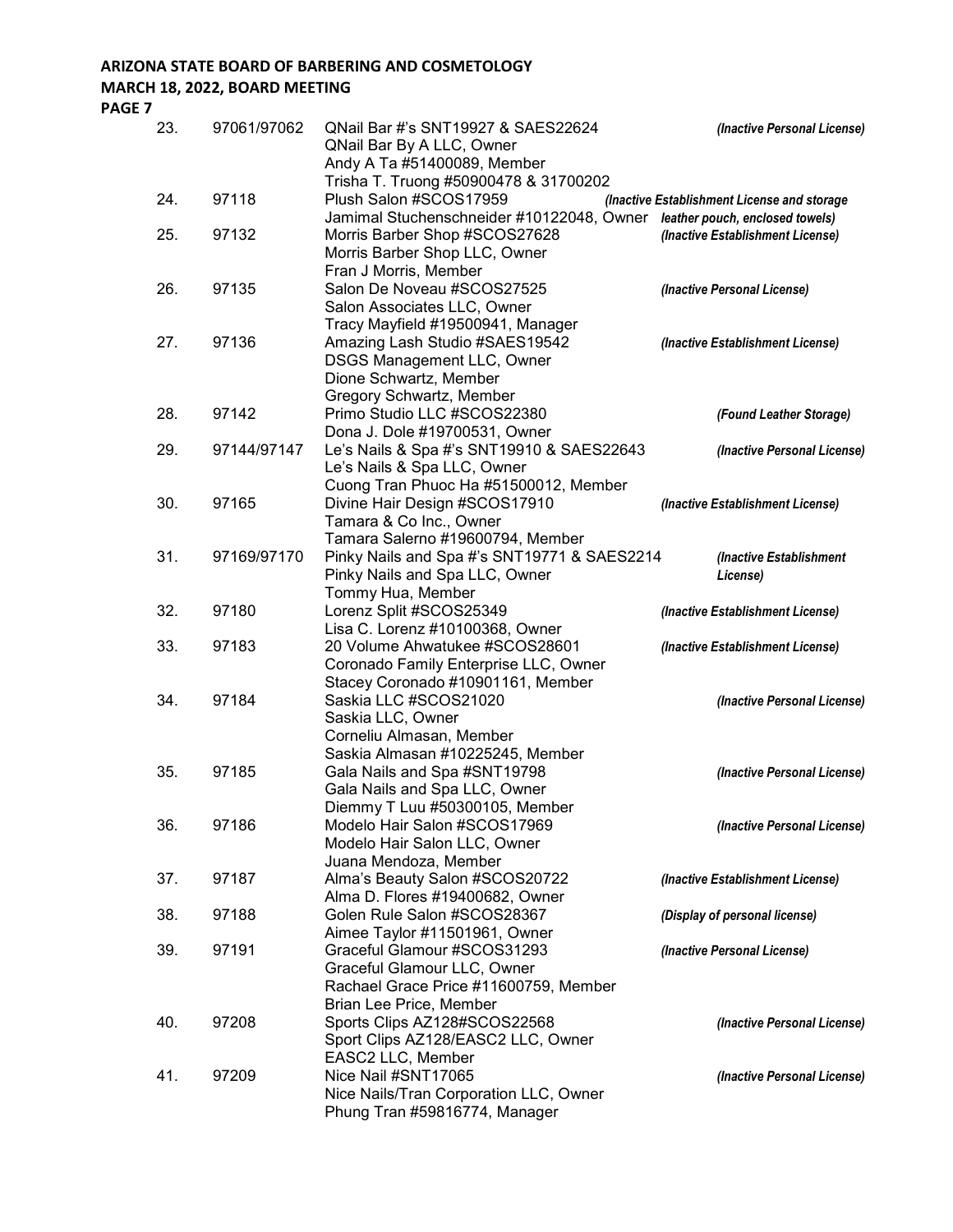| No. | Case No. | Respondent | Violation |
|---|---|---|---|
| 23. | 97061/97062 | QNail Bar #'s SNT19927 & SAES22624<br>QNail Bar By A LLC, Owner<br>Andy A Ta #51400089, Member<br>Trisha T. Truong #50900478 & 31700202 | *(Inactive Personal License)* |
| 24. | 97118 | Plush Salon #SCOS17959<br>Jamimal Stuchenschneider #10122048, Owner | *(Inactive Establishment License and storage leather pouch, enclosed towels)* |
| 25. | 97132 | Morris Barber Shop #SCOS27628<br>Morris Barber Shop LLC, Owner<br>Fran J Morris, Member | *(Inactive Establishment License)* |
| 26. | 97135 | Salon De Noveau #SCOS27525<br>Salon Associates LLC, Owner<br>Tracy Mayfield #19500941, Manager | *(Inactive Personal License)* |
| 27. | 97136 | Amazing Lash Studio #SAES19542<br>DSGS Management LLC, Owner<br>Dione Schwartz, Member<br>Gregory Schwartz, Member | *(Inactive Establishment License)* |
| 28. | 97142 | Primo Studio LLC #SCOS22380<br>Dona J. Dole #19700531, Owner | *(Found Leather Storage)* |
| 29. | 97144/97147 | Le's Nails & Spa #'s SNT19910 & SAES22643<br>Le's Nails & Spa LLC, Owner<br>Cuong Tran Phuoc Ha #51500012, Member | *(Inactive Personal License)* |
| 30. | 97165 | Divine Hair Design #SCOS17910<br>Tamara & Co Inc., Owner<br>Tamara Salerno #19600794, Member | *(Inactive Establishment License)* |
| 31. | 97169/97170 | Pinky Nails and Spa #'s SNT19771 & SAES2214<br>Pinky Nails and Spa LLC, Owner<br>Tommy Hua, Member | *(Inactive Establishment License)* |
| 32. | 97180 | Lorenz Split #SCOS25349<br>Lisa C. Lorenz #10100368, Owner | *(Inactive Establishment License)* |
| 33. | 97183 | 20 Volume Ahwatukee #SCOS28601<br>Coronado Family Enterprise LLC, Owner<br>Stacey Coronado #10901161, Member | *(Inactive Establishment License)* |
| 34. | 97184 | Saskia LLC #SCOS21020<br>Saskia LLC, Owner<br>Corneliu Almasan, Member<br>Saskia Almasan #10225245, Member | *(Inactive Personal License)* |
| 35. | 97185 | Gala Nails and Spa #SNT19798<br>Gala Nails and Spa LLC, Owner<br>Diemmy T Luu #50300105, Member | *(Inactive Personal License)* |
| 36. | 97186 | Modelo Hair Salon #SCOS17969<br>Modelo Hair Salon LLC, Owner<br>Juana Mendoza, Member | *(Inactive Personal License)* |
| 37. | 97187 | Alma's Beauty Salon #SCOS20722<br>Alma D. Flores #19400682, Owner | *(Inactive Establishment License)* |
| 38. | 97188 | Golen Rule Salon #SCOS28367<br>Aimee Taylor #11501961, Owner | *(Display of personal license)* |
| 39. | 97191 | Graceful Glamour #SCOS31293<br>Graceful Glamour LLC, Owner<br>Rachael Grace Price #11600759, Member<br>Brian Lee Price, Member | *(Inactive Personal License)* |
| 40. | 97208 | Sports Clips AZ128#SCOS22568<br>Sport Clips AZ128/EASC2 LLC, Owner<br>EASC2 LLC, Member | *(Inactive Personal License)* |
| 41. | 97209 | Nice Nail #SNT17065<br>Nice Nails/Tran Corporation LLC, Owner<br>Phung Tran #59816774, Manager | *(Inactive Personal License)* |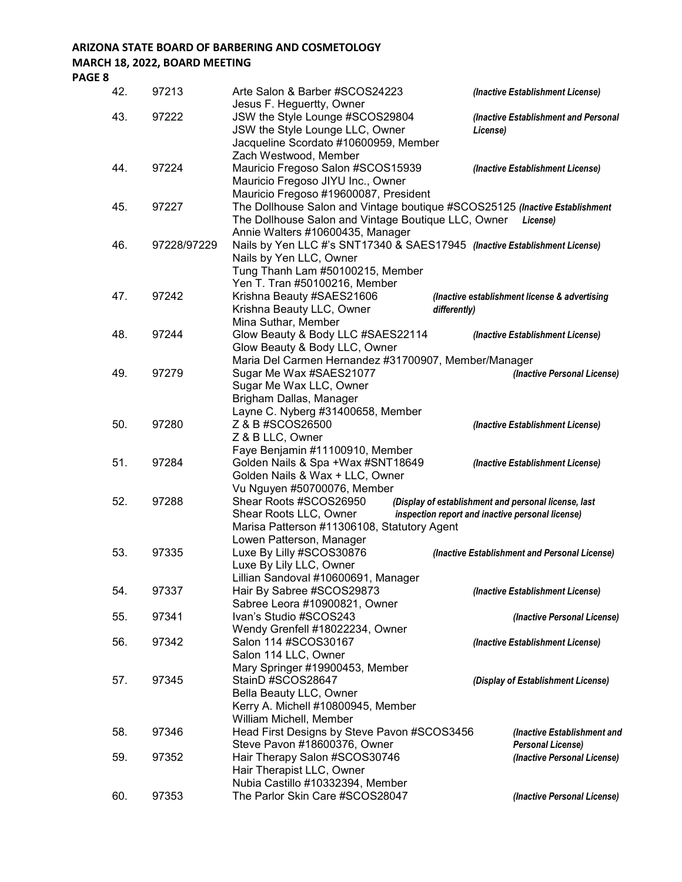**ARIZONA STATE BOARD OF BARBERING AND COSMETOLOGY**
**MARCH 18, 2022, BOARD MEETING**
**PAGE 8**

| No. | Case | Respondent | Violation |
|---|---|---|---|
| 42. | 97213 | Arte Salon & Barber #SCOS24223<br>Jesus F. Heguertty, Owner | *(Inactive Establishment License)* |
| 43. | 97222 | JSW the Style Lounge #SCOS29804<br>JSW the Style Lounge LLC, Owner<br>Jacqueline Scordato #10600959, Member<br>Zach Westwood, Member | *(Inactive Establishment and Personal License)* |
| 44. | 97224 | Mauricio Fregoso Salon #SCOS15939<br>Mauricio Fregoso JIYU Inc., Owner<br>Mauricio Fregoso #19600087, President | *(Inactive Establishment License)* |
| 45. | 97227 | The Dollhouse Salon and Vintage boutique #SCOS25125<br>The Dollhouse Salon and Vintage Boutique LLC, Owner<br>Annie Walters #10600435, Manager | *(Inactive Establishment License)* |
| 46. | 97228/97229 | Nails by Yen LLC #'s SNT17340 & SAES17945<br>Nails by Yen LLC, Owner<br>Tung Thanh Lam #50100215, Member<br>Yen T. Tran #50100216, Member | *(Inactive Establishment License)* |
| 47. | 97242 | Krishna Beauty #SAES21606<br>Krishna Beauty LLC, Owner<br>Mina Suthar, Member | *(Inactive establishment license & advertising differently)* |
| 48. | 97244 | Glow Beauty & Body LLC #SAES22114<br>Glow Beauty & Body LLC, Owner<br>Maria Del Carmen Hernandez #31700907, Member/Manager | *(Inactive Establishment License)* |
| 49. | 97279 | Sugar Me Wax #SAES21077<br>Sugar Me Wax LLC, Owner<br>Brigham Dallas, Manager<br>Layne C. Nyberg #31400658, Member | *(Inactive Personal License)* |
| 50. | 97280 | Z & B #SCOS26500<br>Z & B LLC, Owner<br>Faye Benjamin #11100910, Member | *(Inactive Establishment License)* |
| 51. | 97284 | Golden Nails & Spa +Wax #SNT18649<br>Golden Nails & Wax + LLC, Owner<br>Vu Nguyen #50700076, Member | *(Inactive Establishment License)* |
| 52. | 97288 | Shear Roots #SCOS26950<br>Shear Roots LLC, Owner<br>Marisa Patterson #11306108, Statutory Agent<br>Lowen Patterson, Manager | *(Display of establishment and personal license, last inspection report and inactive personal license)* |
| 53. | 97335 | Luxe By Lilly #SCOS30876<br>Luxe By Lily LLC, Owner<br>Lillian Sandoval #10600691, Manager | *(Inactive Establishment and Personal License)* |
| 54. | 97337 | Hair By Sabree #SCOS29873<br>Sabree Leora #10900821, Owner | *(Inactive Establishment License)* |
| 55. | 97341 | Ivan's Studio #SCOS243<br>Wendy Grenfell #18022234, Owner | *(Inactive Personal License)* |
| 56. | 97342 | Salon 114 #SCOS30167<br>Salon 114 LLC, Owner<br>Mary Springer #19900453, Member | *(Inactive Establishment License)* |
| 57. | 97345 | StainD #SCOS28647<br>Bella Beauty LLC, Owner<br>Kerry A. Michell #10800945, Member<br>William Michell, Member | *(Display of Establishment License)* |
| 58. | 97346 | Head First Designs by Steve Pavon #SCOS3456<br>Steve Pavon #18600376, Owner | *(Inactive Establishment and Personal License)* |
| 59. | 97352 | Hair Therapy Salon #SCOS30746<br>Hair Therapist LLC, Owner<br>Nubia Castillo #10332394, Member | *(Inactive Personal License)* |
| 60. | 97353 | The Parlor Skin Care #SCOS28047 | *(Inactive Personal License)* |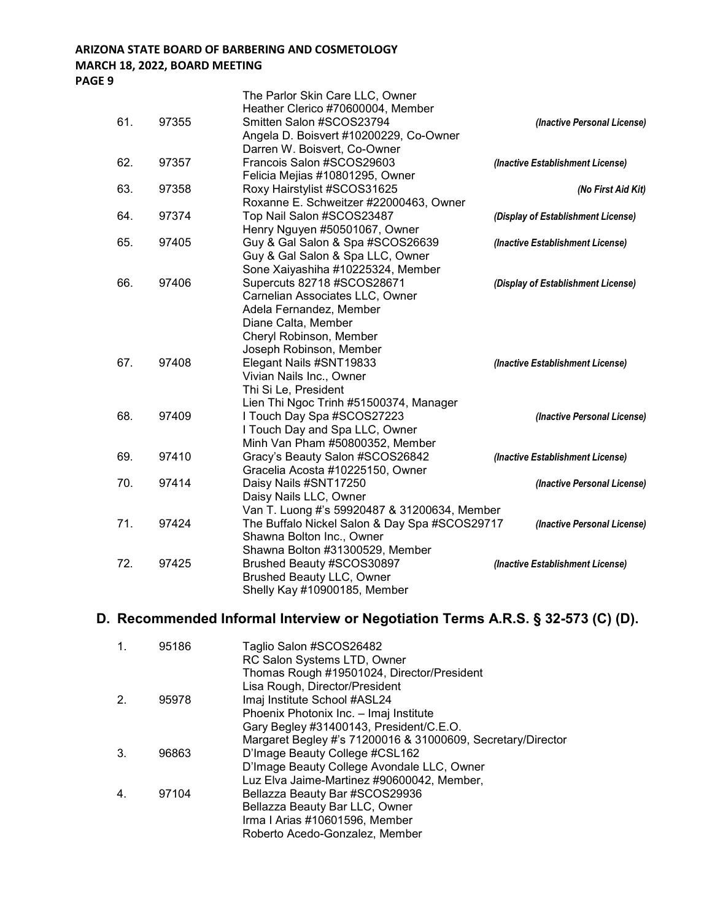|  |  |  |  |
|---|---|---|---|
|  |  | The Parlor Skin Care LLC, Owner<br>Heather Clerico #70600004, Member |  |
| 61. | 97355 | Smitten Salon #SCOS23794<br>Angela D. Boisvert #10200229, Co-Owner<br>Darren W. Boisvert, Co-Owner | *(Inactive Personal License)* |
| 62. | 97357 | Francois Salon #SCOS29603<br>Felicia Mejias #10801295, Owner | *(Inactive Establishment License)* |
| 63. | 97358 | Roxy Hairstylist #SCOS31625<br>Roxanne E. Schweitzer #22000463, Owner | *(No First Aid Kit)* |
| 64. | 97374 | Top Nail Salon #SCOS23487<br>Henry Nguyen #50501067, Owner | *(Display of Establishment License)* |
| 65. | 97405 | Guy & Gal Salon & Spa #SCOS26639<br>Guy & Gal Salon & Spa LLC, Owner<br>Sone Xaiyashiha #10225324, Member | *(Inactive Establishment License)* |
| 66. | 97406 | Supercuts 82718 #SCOS28671<br>Carnelian Associates LLC, Owner<br>Adela Fernandez, Member<br>Diane Calta, Member<br>Cheryl Robinson, Member<br>Joseph Robinson, Member | *(Display of Establishment License)* |
| 67. | 97408 | Elegant Nails #SNT19833<br>Vivian Nails Inc., Owner<br>Thi Si Le, President<br>Lien Thi Ngoc Trinh #51500374, Manager | *(Inactive Establishment License)* |
| 68. | 97409 | I Touch Day Spa #SCOS27223<br>I Touch Day and Spa LLC, Owner<br>Minh Van Pham #50800352, Member | *(Inactive Personal License)* |
| 69. | 97410 | Gracy's Beauty Salon #SCOS26842<br>Gracelia Acosta #10225150, Owner | *(Inactive Establishment License)* |
| 70. | 97414 | Daisy Nails #SNT17250<br>Daisy Nails LLC, Owner<br>Van T. Luong #'s 59920487 & 31200634, Member | *(Inactive Personal License)* |
| 71. | 97424 | The Buffalo Nickel Salon & Day Spa #SCOS29717<br>Shawna Bolton Inc., Owner<br>Shawna Bolton #31300529, Member | *(Inactive Personal License)* |
| 72. | 97425 | Brushed Beauty #SCOS30897<br>Brushed Beauty LLC, Owner<br>Shelly Kay #10900185, Member | *(Inactive Establishment License)* |

## D. Recommended Informal Interview or Negotiation Terms A.R.S. § 32-573 (C) (D).

|  |  |  |
|---|---|---|
| 1. | 95186 | Taglio Salon #SCOS26482<br>RC Salon Systems LTD, Owner<br>Thomas Rough #19501024, Director/President<br>Lisa Rough, Director/President |
| 2. | 95978 | Imaj Institute School #ASL24<br>Phoenix Photonix Inc. – Imaj Institute<br>Gary Begley #31400143, President/C.E.O.<br>Margaret Begley #'s 71200016 & 31000609, Secretary/Director |
| 3. | 96863 | D'Image Beauty College #CSL162<br>D'Image Beauty College Avondale LLC, Owner<br>Luz Elva Jaime-Martinez #90600042, Member, |
| 4. | 97104 | Bellazza Beauty Bar #SCOS29936<br>Bellazza Beauty Bar LLC, Owner<br>Irma I Arias #10601596, Member<br>Roberto Acedo-Gonzalez, Member |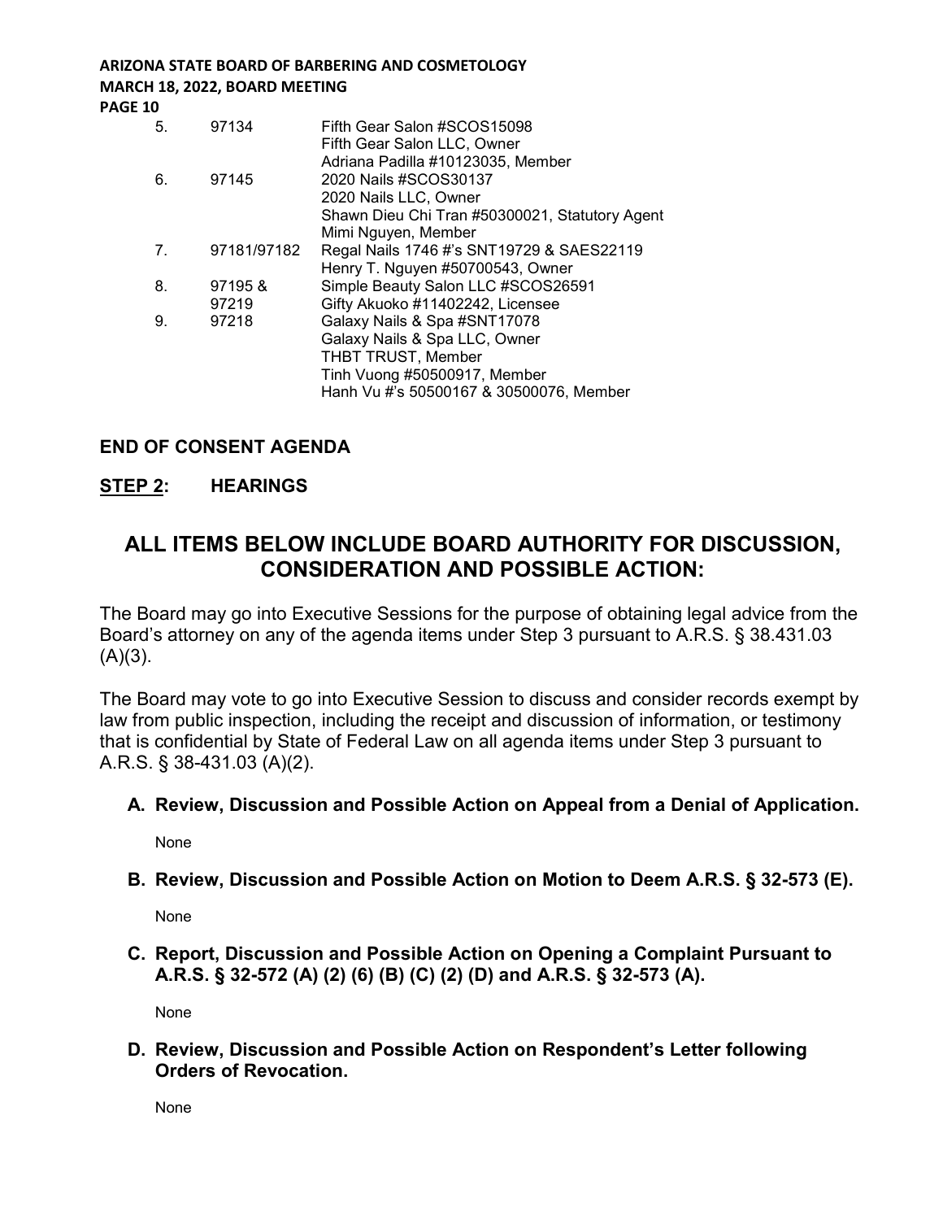| | | |
|---|---|---|
| 5. | 97134 | Fifth Gear Salon #SCOS15098<br>Fifth Gear Salon LLC, Owner<br>Adriana Padilla #10123035, Member |
| 6. | 97145 | 2020 Nails #SCOS30137<br>2020 Nails LLC, Owner<br>Shawn Dieu Chi Tran #50300021, Statutory Agent<br>Mimi Nguyen, Member |
| 7. | 97181/97182 | Regal Nails 1746 #'s SNT19729 & SAES22119<br>Henry T. Nguyen #50700543, Owner |
| 8. | 97195 &<br>97219 | Simple Beauty Salon LLC #SCOS26591<br>Gifty Akuoko #11402242, Licensee |
| 9. | 97218 | Galaxy Nails & Spa #SNT17078<br>Galaxy Nails & Spa LLC, Owner<br>THBT TRUST, Member<br>Tinh Vuong #50500917, Member<br>Hanh Vu #'s 50500167 & 30500076, Member |

**END OF CONSENT AGENDA**

**STEP 2: HEARINGS**

## ALL ITEMS BELOW INCLUDE BOARD AUTHORITY FOR DISCUSSION, CONSIDERATION AND POSSIBLE ACTION:

The Board may go into Executive Sessions for the purpose of obtaining legal advice from the Board's attorney on any of the agenda items under Step 3 pursuant to A.R.S. § 38.431.03 (A)(3).

The Board may vote to go into Executive Session to discuss and consider records exempt by law from public inspection, including the receipt and discussion of information, or testimony that is confidential by State of Federal Law on all agenda items under Step 3 pursuant to A.R.S. § 38-431.03 (A)(2).

**A. Review, Discussion and Possible Action on Appeal from a Denial of Application.**

None

**B. Review, Discussion and Possible Action on Motion to Deem A.R.S. § 32-573 (E).**

None

**C. Report, Discussion and Possible Action on Opening a Complaint Pursuant to A.R.S. § 32-572 (A) (2) (6) (B) (C) (2) (D) and A.R.S. § 32-573 (A).**

None

**D. Review, Discussion and Possible Action on Respondent's Letter following Orders of Revocation.**

None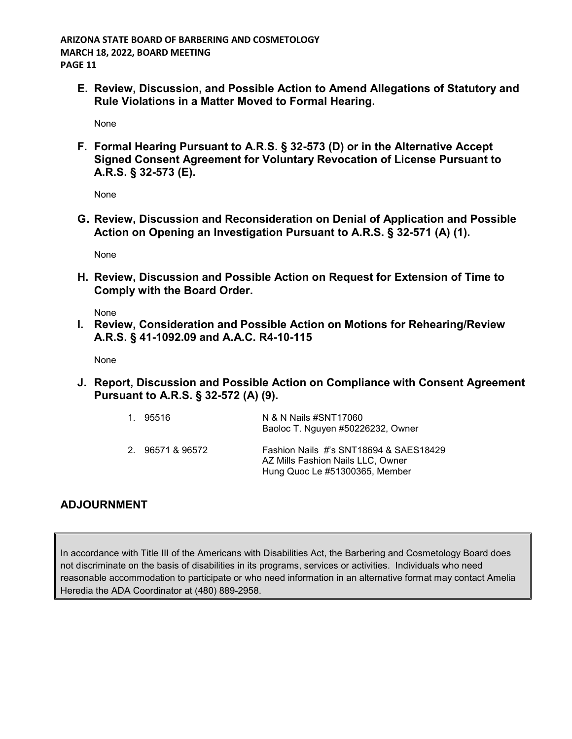**E. Review, Discussion, and Possible Action to Amend Allegations of Statutory and Rule Violations in a Matter Moved to Formal Hearing.**

None

**F. Formal Hearing Pursuant to A.R.S. § 32-573 (D) or in the Alternative Accept Signed Consent Agreement for Voluntary Revocation of License Pursuant to A.R.S. § 32-573 (E).**

None

**G. Review, Discussion and Reconsideration on Denial of Application and Possible Action on Opening an Investigation Pursuant to A.R.S. § 32-571 (A) (1).**

None

**H. Review, Discussion and Possible Action on Request for Extension of Time to Comply with the Board Order.**

None

**I. Review, Consideration and Possible Action on Motions for Rehearing/Review A.R.S. § 41-1092.09 and A.A.C. R4-10-115**

None

**J. Report, Discussion and Possible Action on Compliance with Consent Agreement Pursuant to A.R.S. § 32-572 (A) (9).**

| | |
|---|---|
| 1. 95516 | N & N Nails #SNT17060<br>Baoloc T. Nguyen #50226232, Owner |
| 2. 96571 & 96572 | Fashion Nails #'s SNT18694 & SAES18429<br>AZ Mills Fashion Nails LLC, Owner<br>Hung Quoc Le #51300365, Member |

## ADJOURNMENT

In accordance with Title III of the Americans with Disabilities Act, the Barbering and Cosmetology Board does not discriminate on the basis of disabilities in its programs, services or activities. Individuals who need reasonable accommodation to participate or who need information in an alternative format may contact Amelia Heredia the ADA Coordinator at (480) 889-2958.